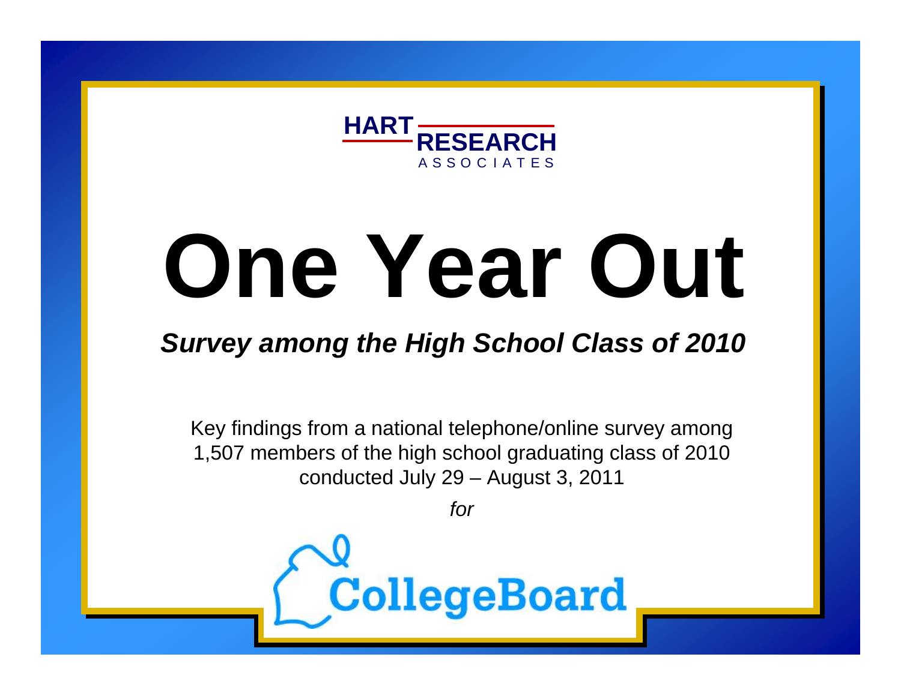HART RESEARCH ASSOCIATES

# One Year Out

***Survey among the High School Class of 2010***

Key findings from a national telephone/online survey among 1,507 members of the high school graduating class of 2010 conducted July 29 – August 3, 2011

*for*

CollegeBoard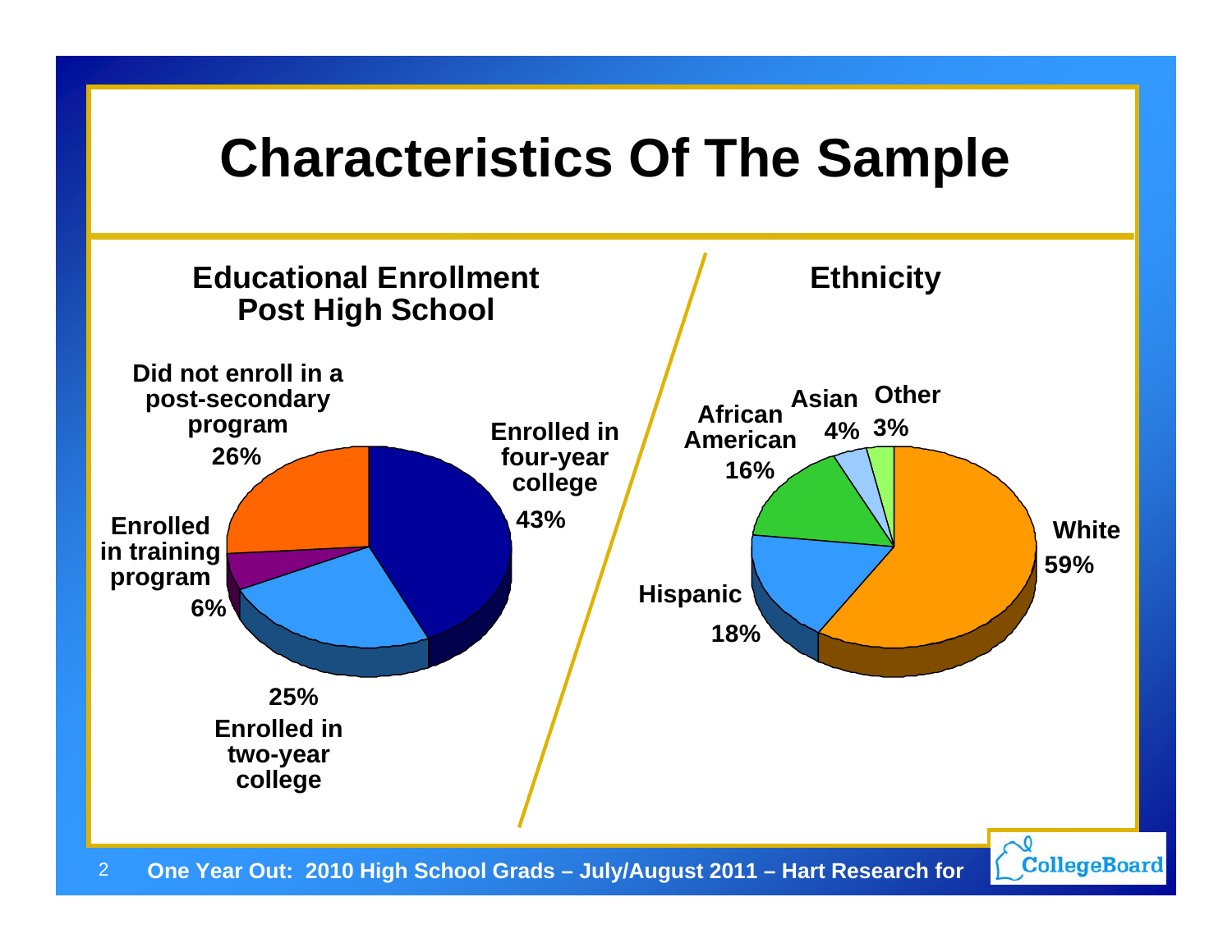# Characteristics Of The Sample

## Educational Enrollment Post High School

| Category | Percentage |
| --- | --- |
| Enrolled in four-year college | 43% |
| Enrolled in two-year college | 25% |
| Enrolled in training program | 6% |
| Did not enroll in a post-secondary program | 26% |

## Ethnicity

| Category | Percentage |
| --- | --- |
| White | 59% |
| Hispanic | 18% |
| African American | 16% |
| Asian | 4% |
| Other | 3% |

One Year Out: 2010 High School Grads – July/August 2011 – Hart Research for CollegeBoard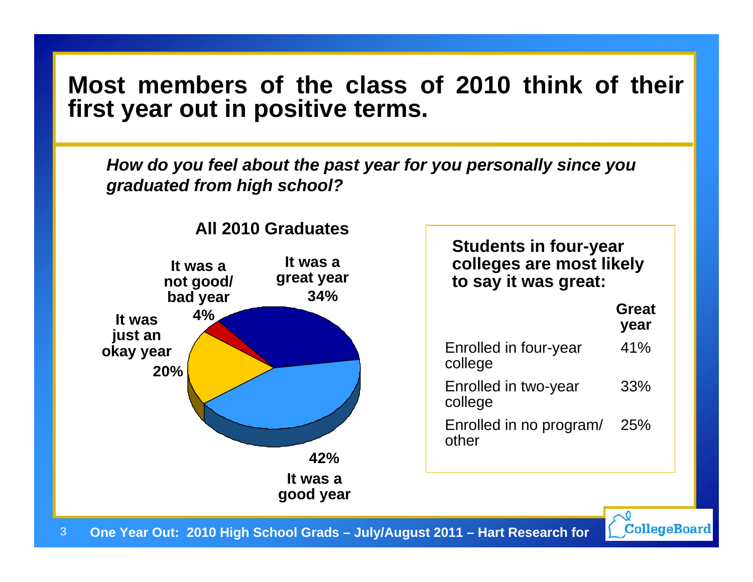# Most members of the class of 2010 think of their first year out in positive terms.

***How do you feel about the past year for you personally since you graduated from high school?***

**All 2010 Graduates**

| Response | % |
|---|---|
| It was a great year | 34% |
| It was a good year | 42% |
| It was just an okay year | 20% |
| It was a not good/ bad year | 4% |

**Students in four-year colleges are most likely to say it was great:**

| | Great year |
|---|---|
| Enrolled in four-year college | 41% |
| Enrolled in two-year college | 33% |
| Enrolled in no program/ other | 25% |

**One Year Out: 2010 High School Grads – July/August 2011 – Hart Research for CollegeBoard**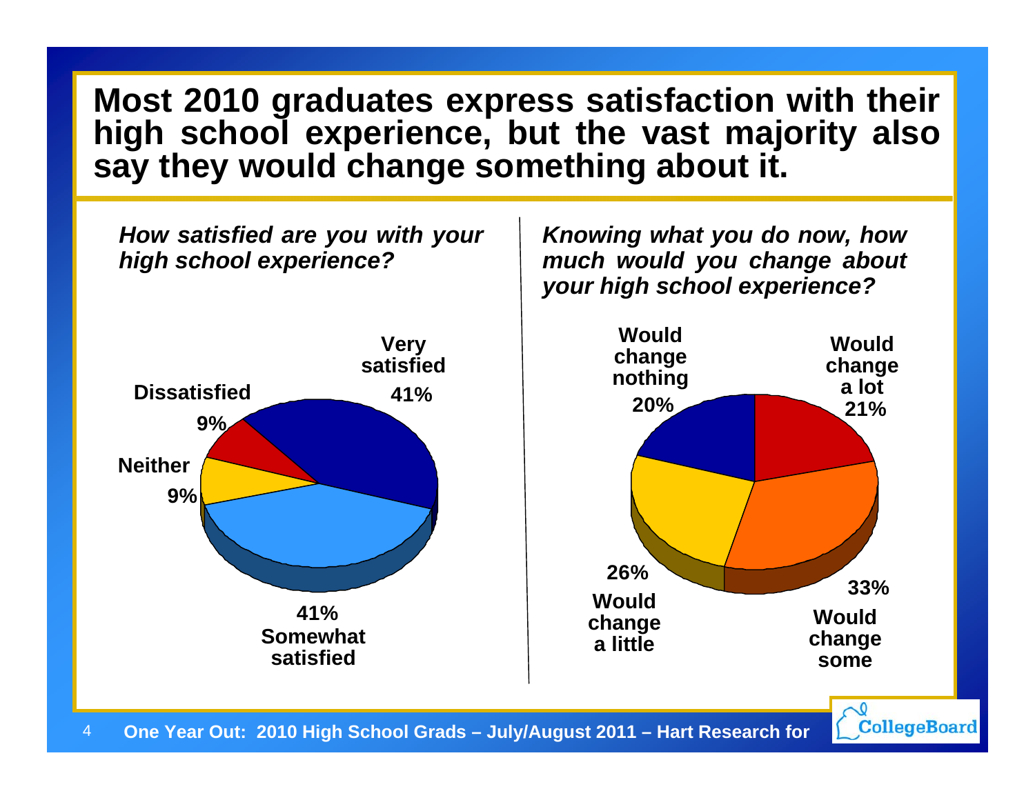# Most 2010 graduates express satisfaction with their high school experience, but the vast majority also say they would change something about it.

*How satisfied are you with your high school experience?*

| Response | % |
|---|---|
| Very satisfied | 41% |
| Somewhat satisfied | 41% |
| Neither | 9% |
| Dissatisfied | 9% |

*Knowing what you do now, how much would you change about your high school experience?*

| Response | % |
|---|---|
| Would change a lot | 21% |
| Would change some | 33% |
| Would change a little | 26% |
| Would change nothing | 20% |

One Year Out: 2010 High School Grads – July/August 2011 – Hart Research for CollegeBoard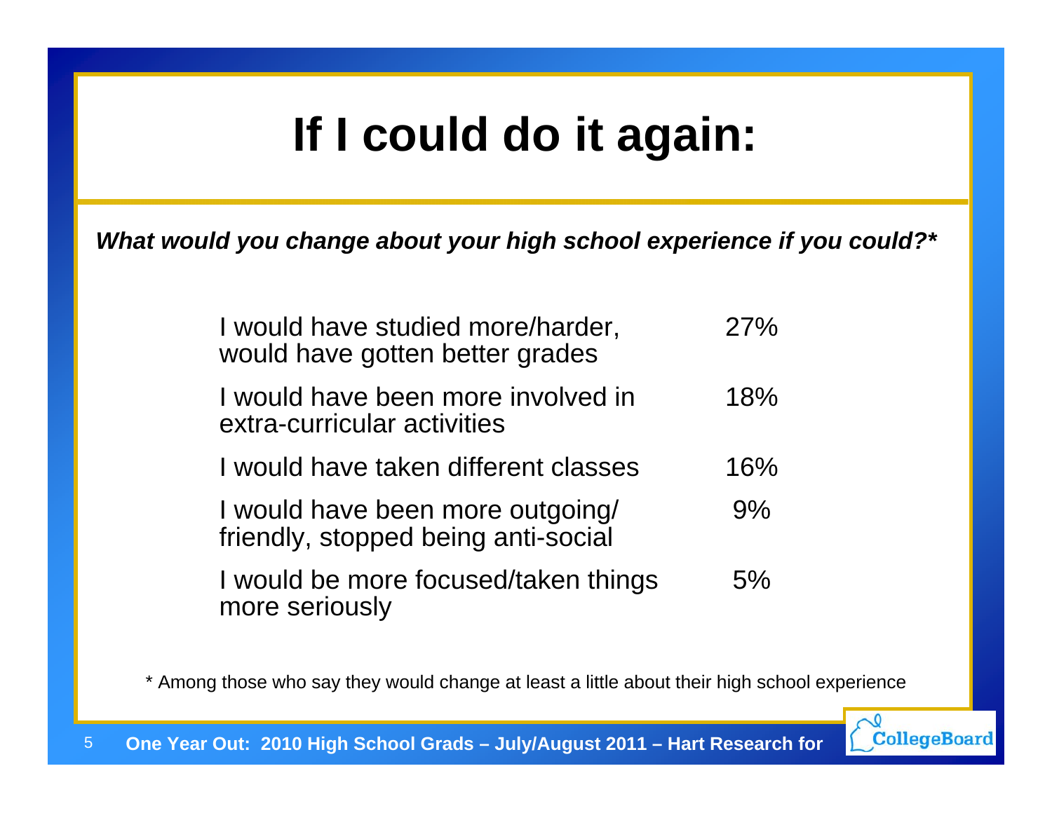# If I could do it again:

***What would you change about your high school experience if you could?****

| | |
|---|---|
| I would have studied more/harder, would have gotten better grades | 27% |
| I would have been more involved in extra-curricular activities | 18% |
| I would have taken different classes | 16% |
| I would have been more outgoing/ friendly, stopped being anti-social | 9% |
| I would be more focused/taken things more seriously | 5% |

* Among those who say they would change at least a little about their high school experience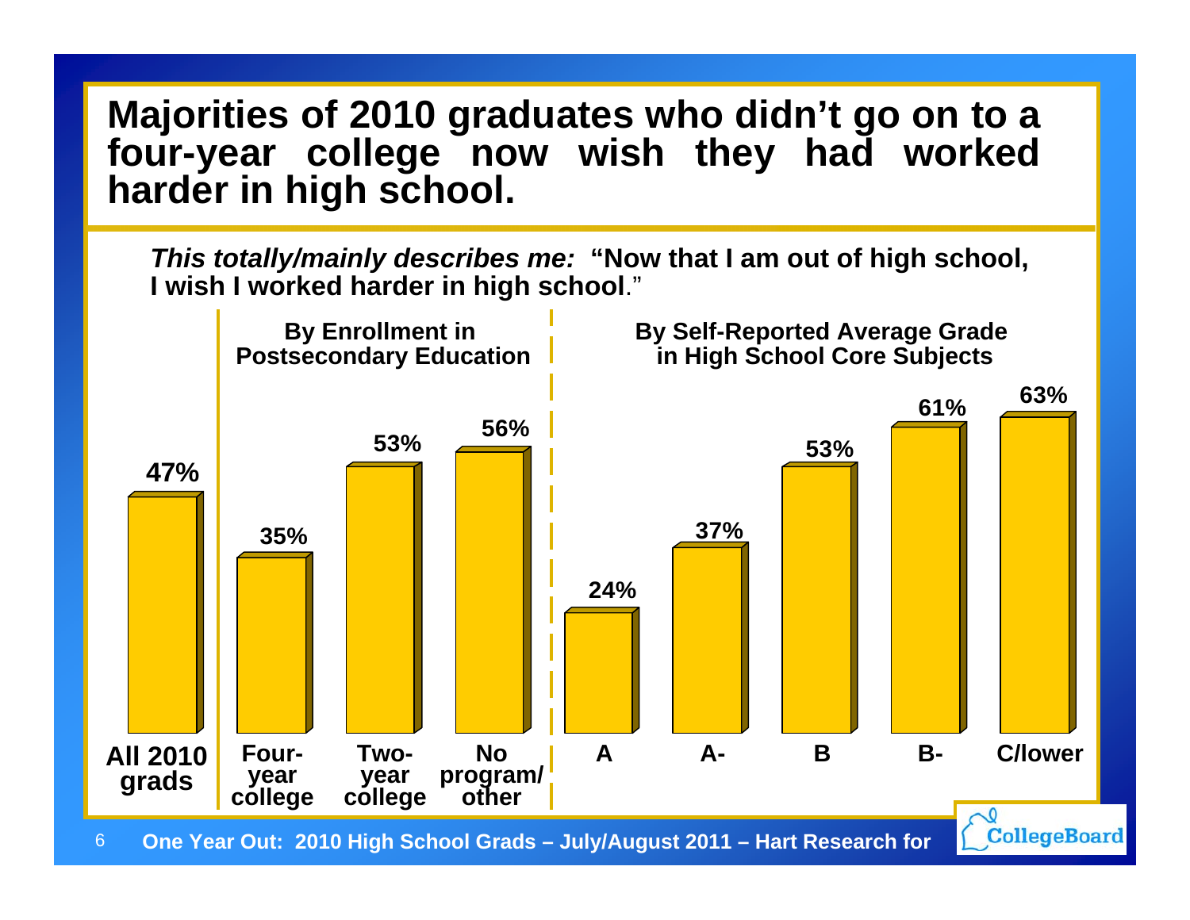# Majorities of 2010 graduates who didn't go on to a four-year college now wish they had worked harder in high school.

*This totally/mainly describes me:* **"Now that I am out of high school, I wish I worked harder in high school**."

| | All 2010 grads | By Enrollment in Postsecondary Education | | | By Self-Reported Average Grade in High School Core Subjects | | | | |
|---|---|---|---|---|---|---|---|---|---|
| | | Four-year college | Two-year college | No program/ other | A | A- | B | B- | C/lower |
| % | 47% | 35% | 53% | 56% | 24% | 37% | 53% | 61% | 63% |

One Year Out: 2010 High School Grads – July/August 2011 – Hart Research for CollegeBoard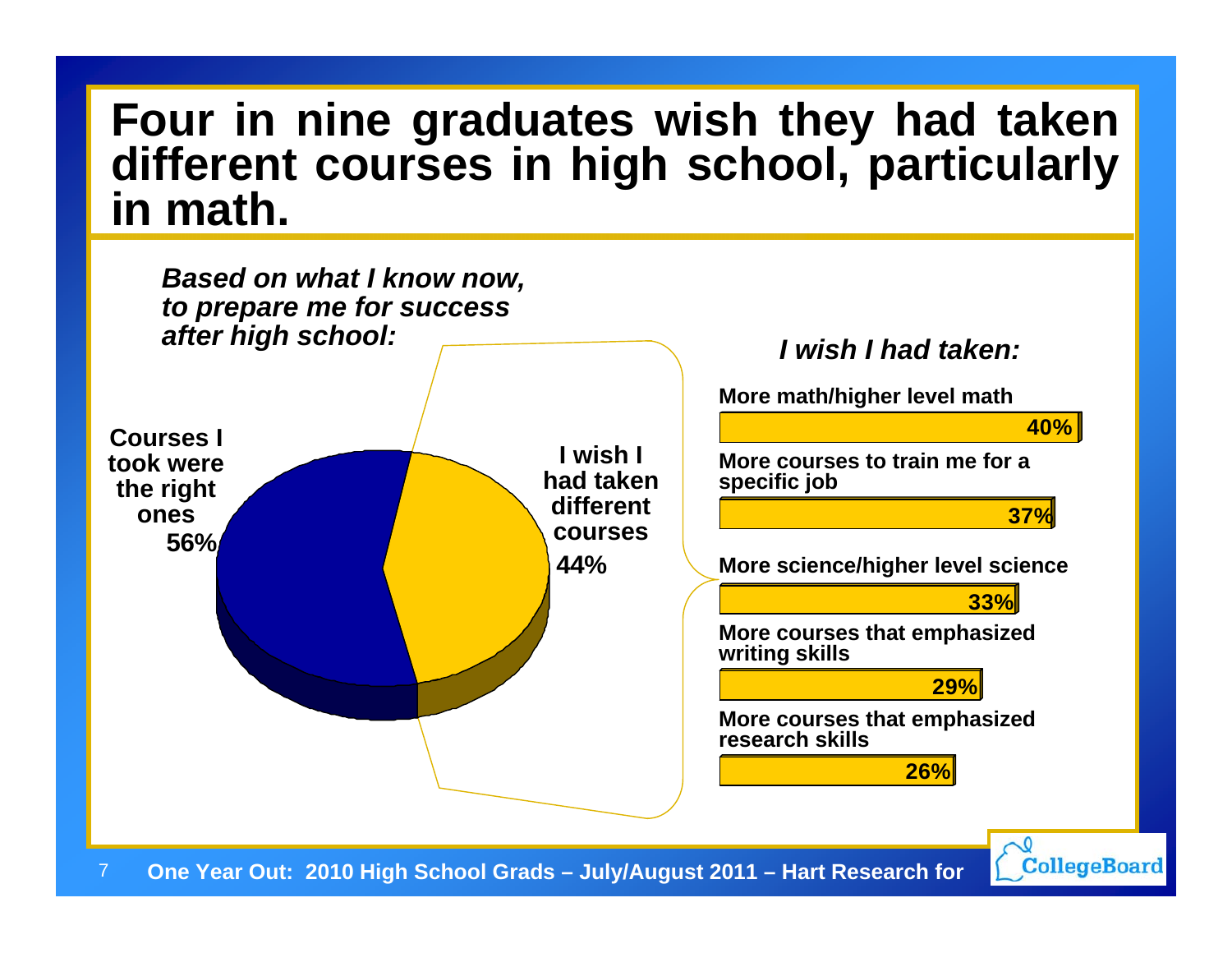# Four in nine graduates wish they had taken different courses in high school, particularly in math.

*Based on what I know now, to prepare me for success after high school:*

- Courses I took were the right ones: 56%
- I wish I had taken different courses: 44%

*I wish I had taken:*

| Course | Percentage |
|---|---|
| More math/higher level math | 40% |
| More courses to train me for a specific job | 37% |
| More science/higher level science | 33% |
| More courses that emphasized writing skills | 29% |
| More courses that emphasized research skills | 26% |

One Year Out: 2010 High School Grads – July/August 2011 – Hart Research for CollegeBoard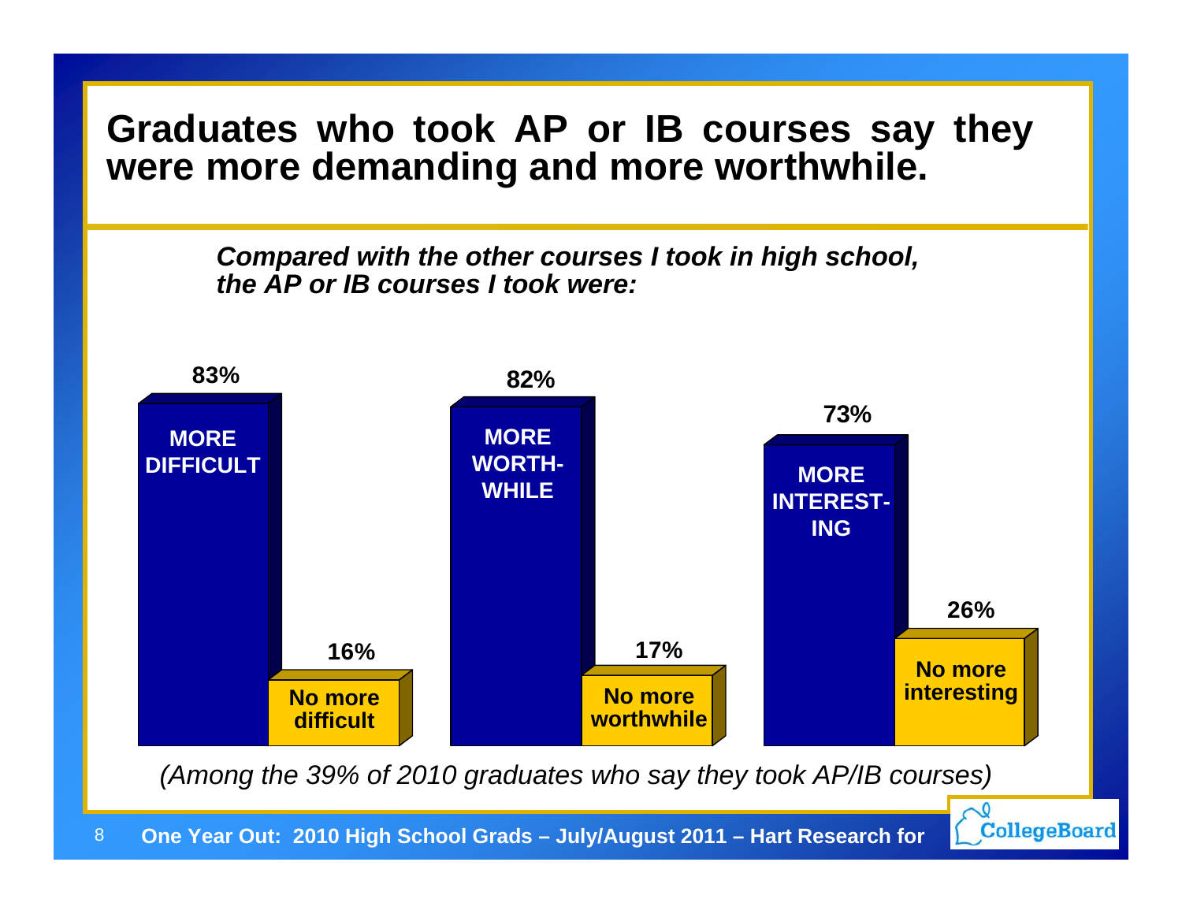# Graduates who took AP or IB courses say they were more demanding and more worthwhile.

***Compared with the other courses I took in high school, the AP or IB courses I took were:***

| | More | No more |
|---|---|---|
| Difficult | 83% | 16% |
| Worthwhile | 82% | 17% |
| Interesting | 73% | 26% |

*(Among the 39% of 2010 graduates who say they took AP/IB courses)*

**One Year Out: 2010 High School Grads – July/August 2011 – Hart Research for CollegeBoard**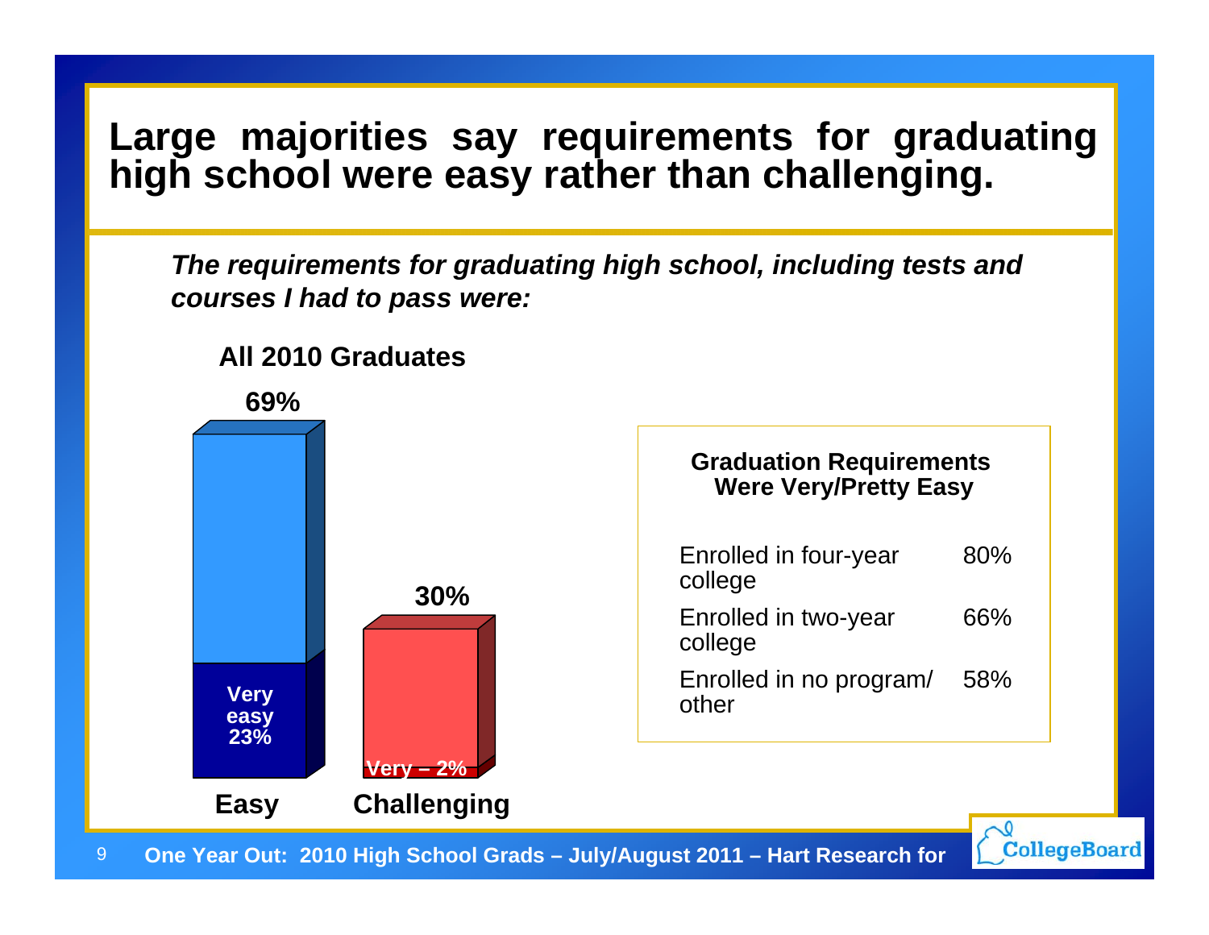# Large majorities say requirements for graduating high school were easy rather than challenging.

***The requirements for graduating high school, including tests and courses I had to pass were:***

**All 2010 Graduates**

| | Easy | Challenging |
|---|---|---|
| Total | 69% | 30% |
| Very | Very easy 23% | Very – 2% |

**Graduation Requirements Were Very/Pretty Easy**

| | |
|---|---|
| Enrolled in four-year college | 80% |
| Enrolled in two-year college | 66% |
| Enrolled in no program/ other | 58% |

**One Year Out: 2010 High School Grads – July/August 2011 – Hart Research for CollegeBoard**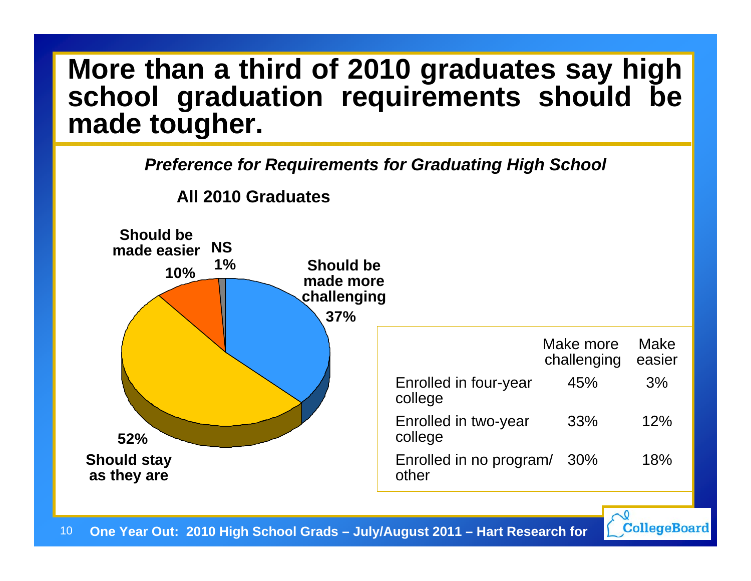# More than a third of 2010 graduates say high school graduation requirements should be made tougher.

*Preference for Requirements for Graduating High School*

**All 2010 Graduates**

| Response | % |
|---|---|
| Should be made more challenging | 37% |
| Should stay as they are | 52% |
| Should be made easier | 10% |
| NS | 1% |

| | Make more challenging | Make easier |
|---|---|---|
| Enrolled in four-year college | 45% | 3% |
| Enrolled in two-year college | 33% | 12% |
| Enrolled in no program/ other | 30% | 18% |

**One Year Out: 2010 High School Grads – July/August 2011 – Hart Research for**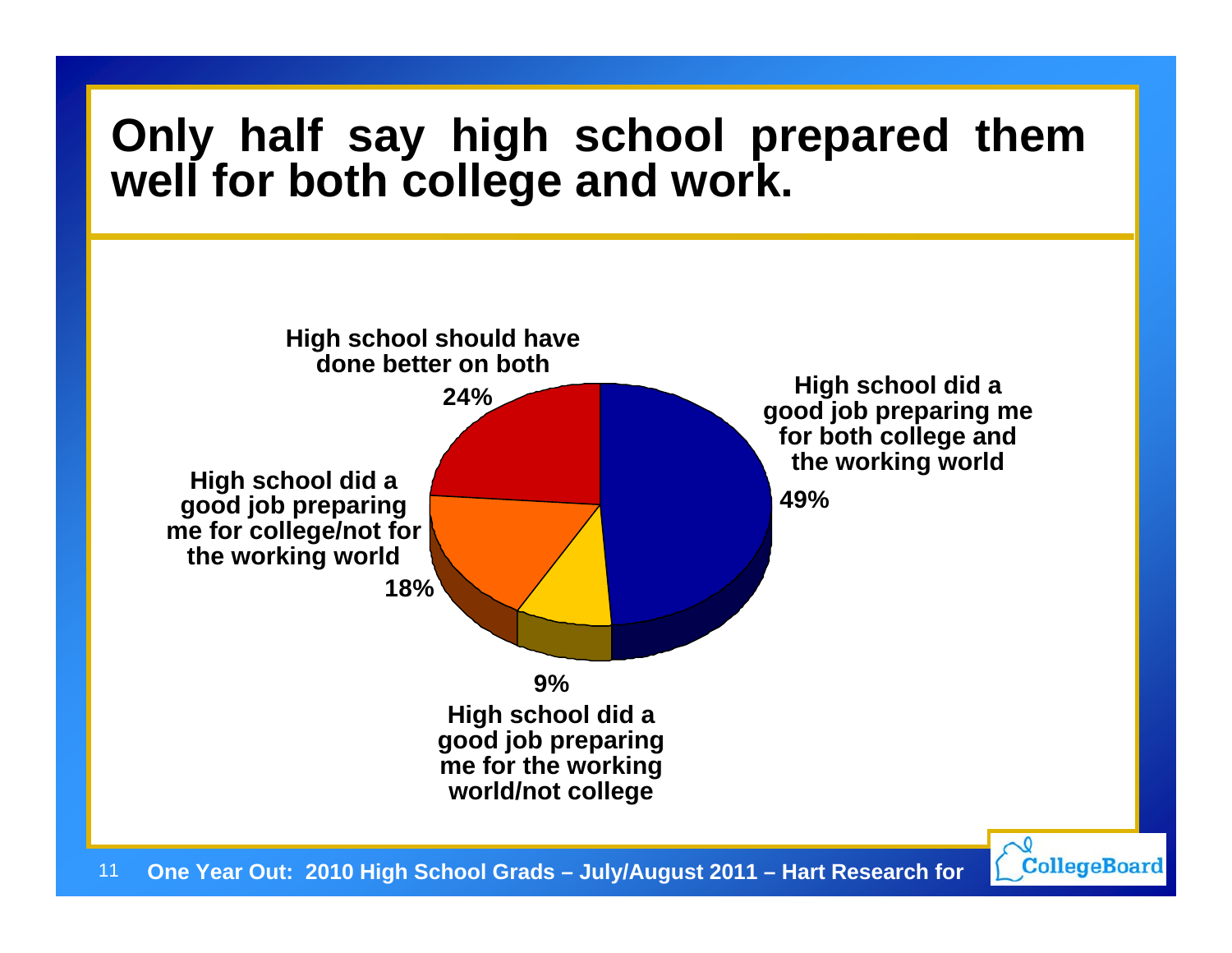# Only half say high school prepared them well for both college and work.

High school should have done better on both

24%

High school did a good job preparing me for both college and the working world

49%

High school did a good job preparing me for college/not for the working world

18%

9%

High school did a good job preparing me for the working world/not college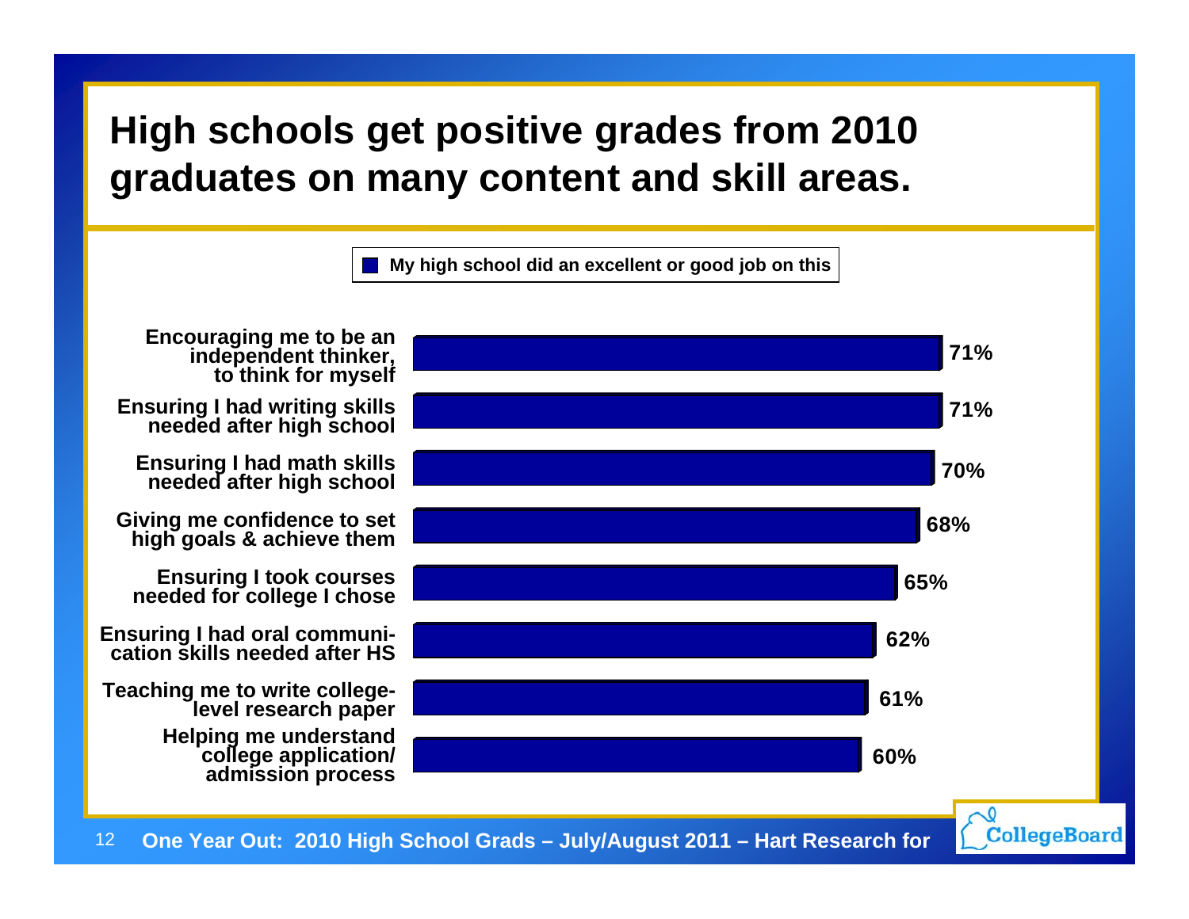# High schools get positive grades from 2010 graduates on many content and skill areas.

■ My high school did an excellent or good job on this

| Item | My high school did an excellent or good job on this |
| --- | --- |
| Encouraging me to be an independent thinker, to think for myself | 71% |
| Ensuring I had writing skills needed after high school | 71% |
| Ensuring I had math skills needed after high school | 70% |
| Giving me confidence to set high goals & achieve them | 68% |
| Ensuring I took courses needed for college I chose | 65% |
| Ensuring I had oral communication skills needed after HS | 62% |
| Teaching me to write college-level research paper | 61% |
| Helping me understand college application/admission process | 60% |

One Year Out: 2010 High School Grads – July/August 2011 – Hart Research for CollegeBoard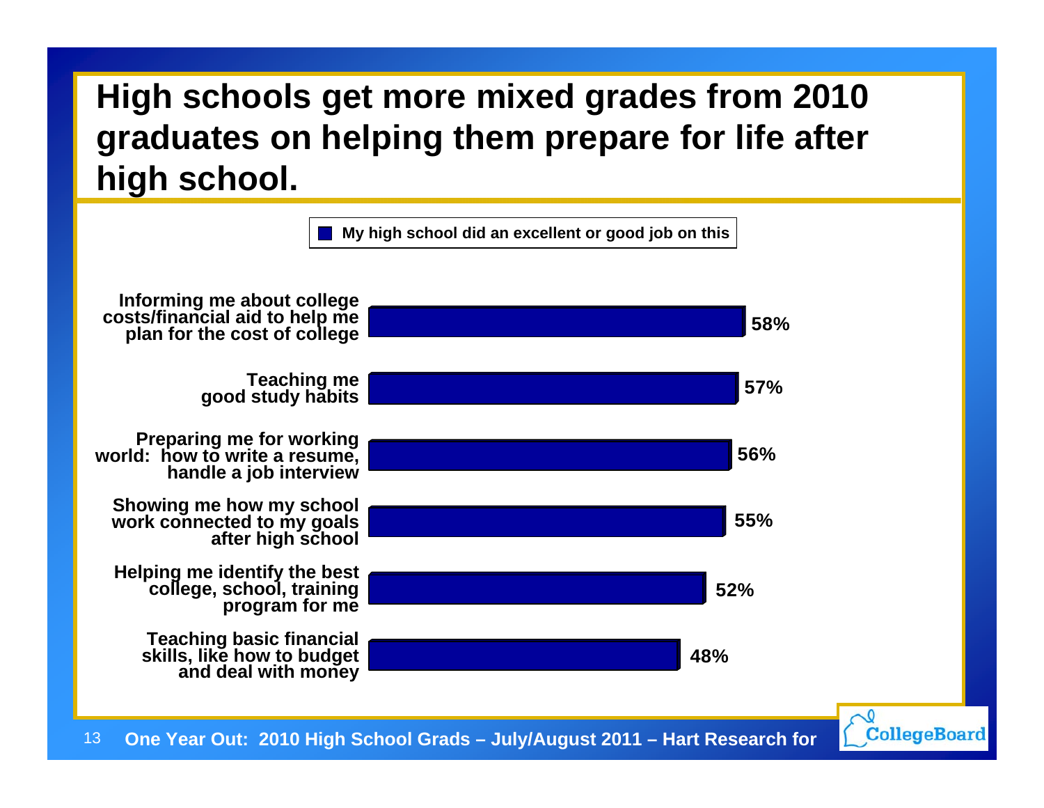# High schools get more mixed grades from 2010 graduates on helping them prepare for life after high school.

My high school did an excellent or good job on this

| Item | My high school did an excellent or good job on this |
| --- | --- |
| Informing me about college costs/financial aid to help me plan for the cost of college | 58% |
| Teaching me good study habits | 57% |
| Preparing me for working world: how to write a resume, handle a job interview | 56% |
| Showing me how my school work connected to my goals after high school | 55% |
| Helping me identify the best college, school, training program for me | 52% |
| Teaching basic financial skills, like how to budget and deal with money | 48% |

One Year Out: 2010 High School Grads – July/August 2011 – Hart Research for CollegeBoard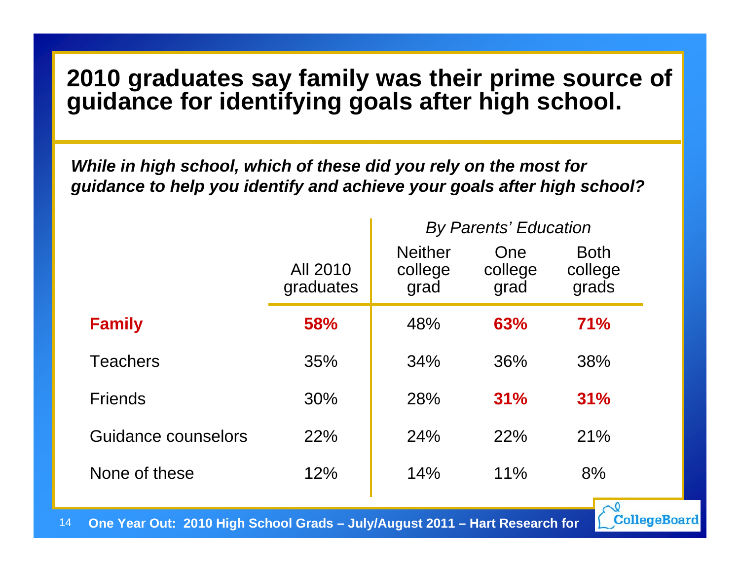# 2010 graduates say family was their prime source of guidance for identifying goals after high school.

***While in high school, which of these did you rely on the most for guidance to help you identify and achieve your goals after high school?***

| | All 2010 graduates | *By Parents' Education* | | |
|---|---|---|---|---|
| | | Neither college grad | One college grad | Both college grads |
| **Family** | **58%** | 48% | **63%** | **71%** |
| Teachers | 35% | 34% | 36% | 38% |
| Friends | 30% | 28% | **31%** | **31%** |
| Guidance counselors | 22% | 24% | 22% | 21% |
| None of these | 12% | 14% | 11% | 8% |

**One Year Out: 2010 High School Grads – July/August 2011 – Hart Research for** CollegeBoard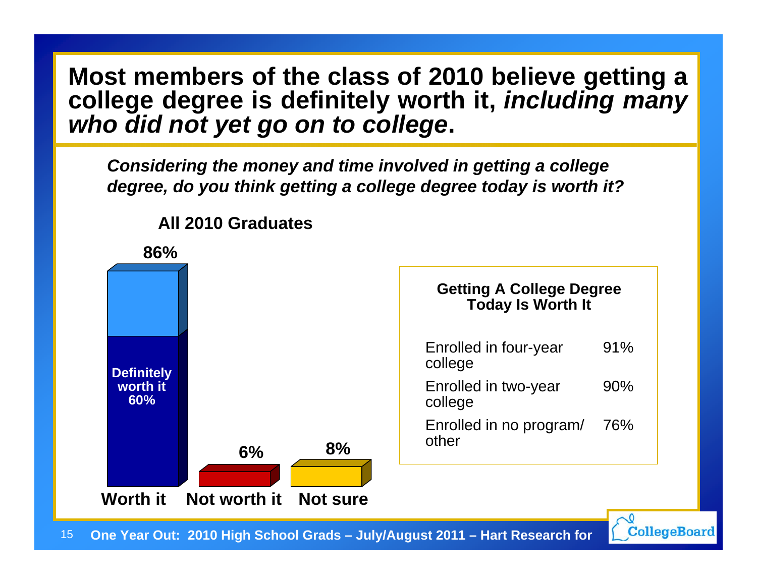# Most members of the class of 2010 believe getting a college degree is definitely worth it, *including many who did not yet go on to college*.

***Considering the money and time involved in getting a college degree, do you think getting a college degree today is worth it?***

**All 2010 Graduates**

| Response | Percent |
|---|---|
| Worth it | 86% |
| Definitely worth it | 60% |
| Not worth it | 6% |
| Not sure | 8% |

**Getting A College Degree Today Is Worth It**

| | |
|---|---|
| Enrolled in four-year college | 91% |
| Enrolled in two-year college | 90% |
| Enrolled in no program/ other | 76% |

One Year Out: 2010 High School Grads – July/August 2011 – Hart Research for CollegeBoard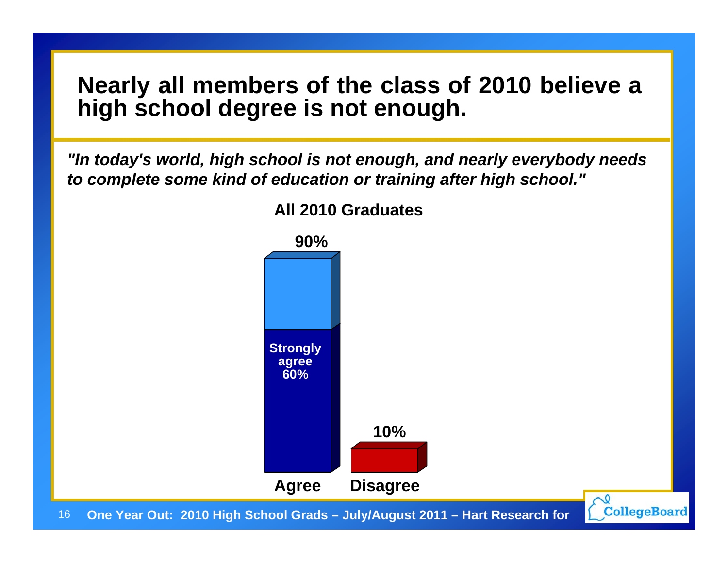# Nearly all members of the class of 2010 believe a high school degree is not enough.

***"In today's world, high school is not enough, and nearly everybody needs to complete some kind of education or training after high school."***

**All 2010 Graduates**

| | Agree | Disagree |
|---|---|---|
| Total | 90% | 10% |
| Strongly agree | 60% | |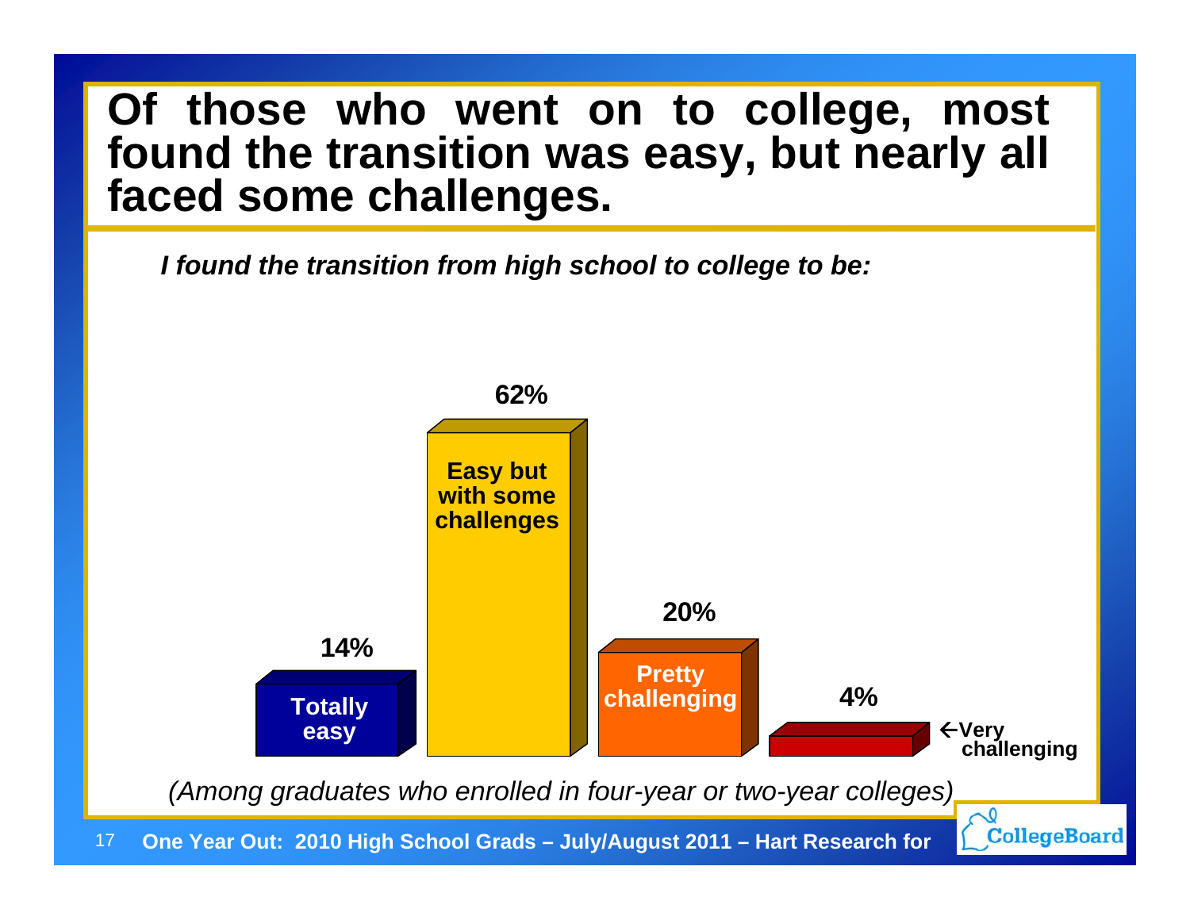# Of those who went on to college, most found the transition was easy, but nearly all faced some challenges.

*I found the transition from high school to college to be:*

| Response | Percentage |
|---|---|
| Totally easy | 14% |
| Easy but with some challenges | 62% |
| Pretty challenging | 20% |
| Very challenging | 4% |

*(Among graduates who enrolled in four-year or two-year colleges)*

**One Year Out: 2010 High School Grads – July/August 2011 – Hart Research for CollegeBoard**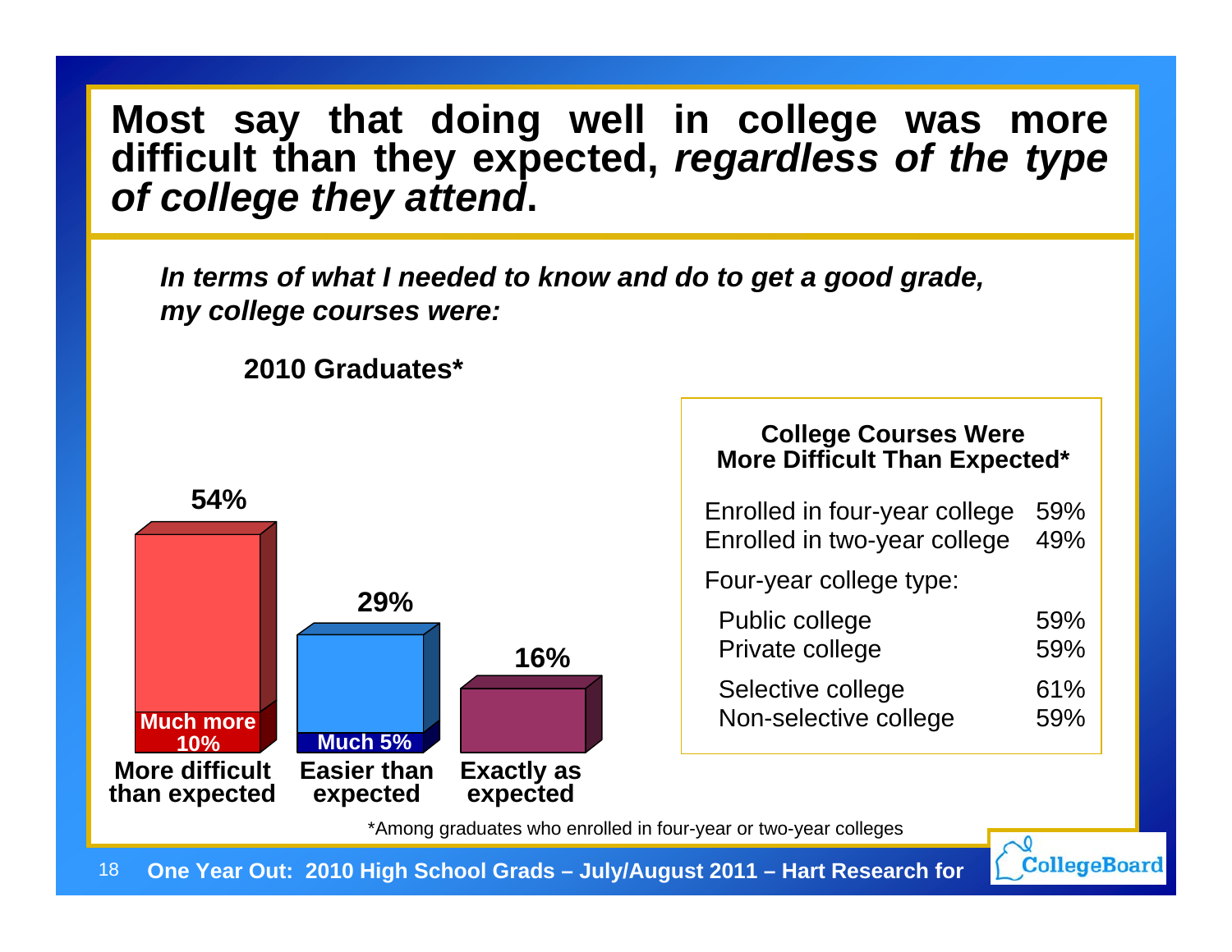# Most say that doing well in college was more difficult than they expected, *regardless of the type of college they attend*.

***In terms of what I needed to know and do to get a good grade, my college courses were:***

**2010 Graduates***

| Response | Percent |
|---|---|
| More difficult than expected | 54% (Much more 10%) |
| Easier than expected | 29% (Much 5%) |
| Exactly as expected | 16% |

| College Courses Were More Difficult Than Expected* | |
|---|---|
| Enrolled in four-year college | 59% |
| Enrolled in two-year college | 49% |
| Four-year college type: | |
| Public college | 59% |
| Private college | 59% |
| Selective college | 61% |
| Non-selective college | 59% |

*Among graduates who enrolled in four-year or two-year colleges

**One Year Out: 2010 High School Grads – July/August 2011 – Hart Research for** CollegeBoard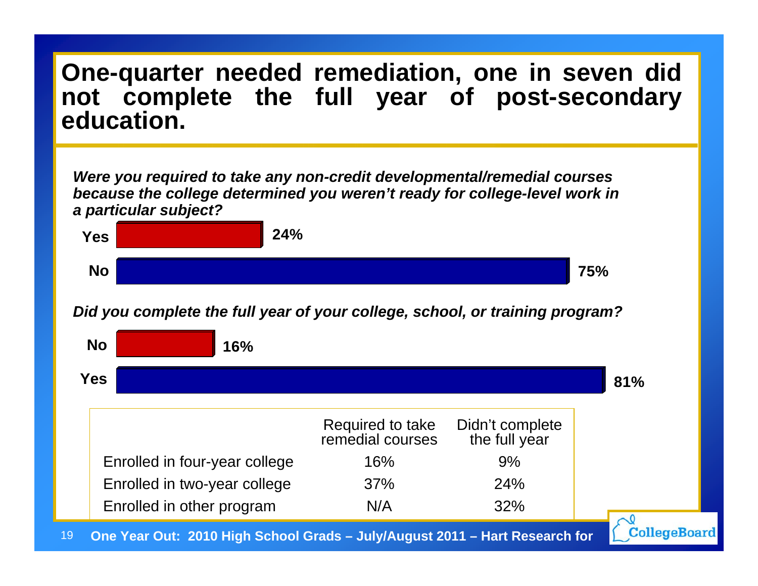# One-quarter needed remediation, one in seven did not complete the full year of post-secondary education.

***Were you required to take any non-credit developmental/remedial courses because the college determined you weren't ready for college-level work in a particular subject?***

| Response | Percent |
|---|---|
| **Yes** | **24%** |
| **No** | **75%** |

***Did you complete the full year of your college, school, or training program?***

| Response | Percent |
|---|---|
| **No** | **16%** |
| **Yes** | **81%** |

| | Required to take remedial courses | Didn't complete the full year |
|---|---|---|
| Enrolled in four-year college | 16% | 9% |
| Enrolled in two-year college | 37% | 24% |
| Enrolled in other program | N/A | 32% |

**One Year Out: 2010 High School Grads – July/August 2011 – Hart Research for**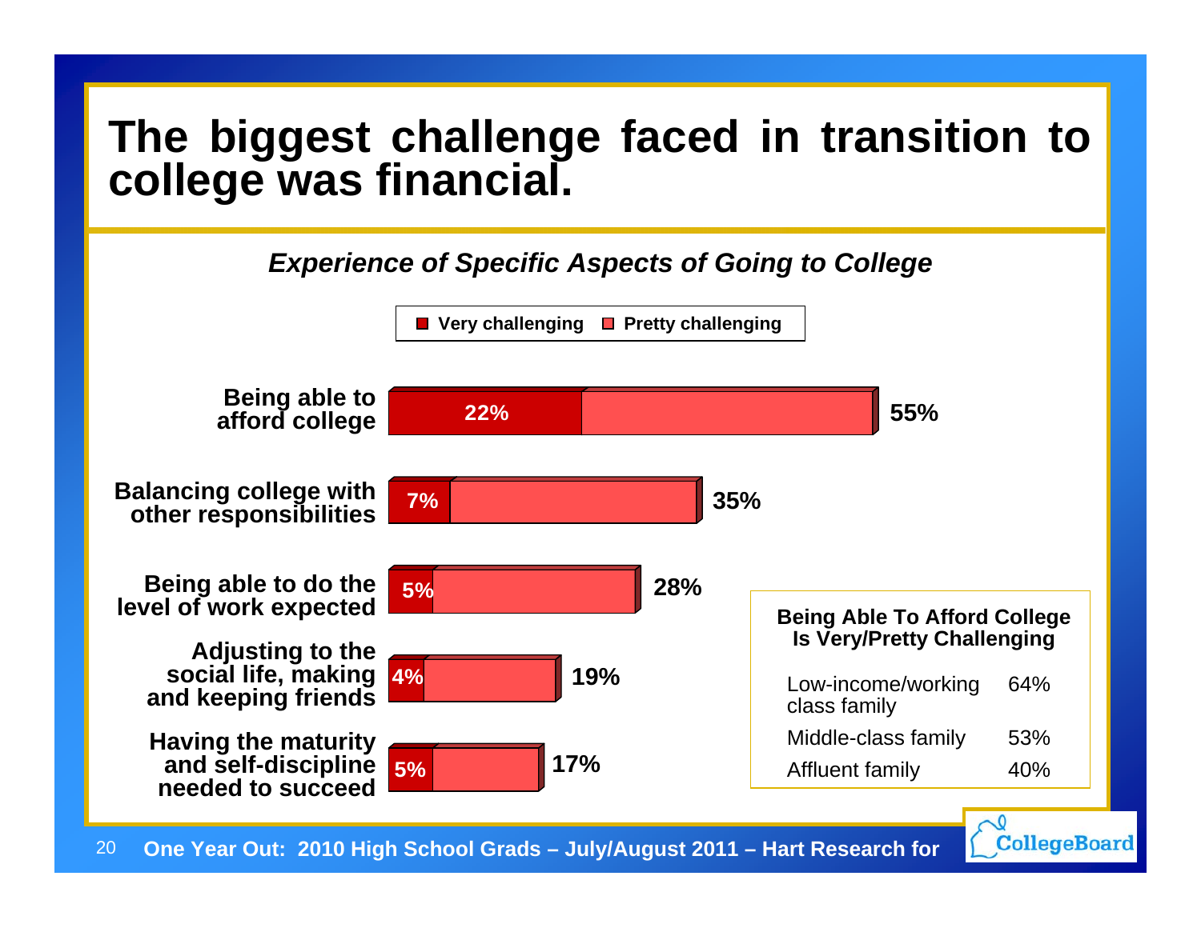# The biggest challenge faced in transition to college was financial.

*Experience of Specific Aspects of Going to College*

| | Very challenging | Total (Very/Pretty challenging) |
|---|---|---|
| Being able to afford college | 22% | 55% |
| Balancing college with other responsibilities | 7% | 35% |
| Being able to do the level of work expected | 5% | 28% |
| Adjusting to the social life, making and keeping friends | 4% | 19% |
| Having the maturity and self-discipline needed to succeed | 5% | 17% |

**Being Able To Afford College Is Very/Pretty Challenging**

| | |
|---|---|
| Low-income/working class family | 64% |
| Middle-class family | 53% |
| Affluent family | 40% |

One Year Out: 2010 High School Grads – July/August 2011 – Hart Research for CollegeBoard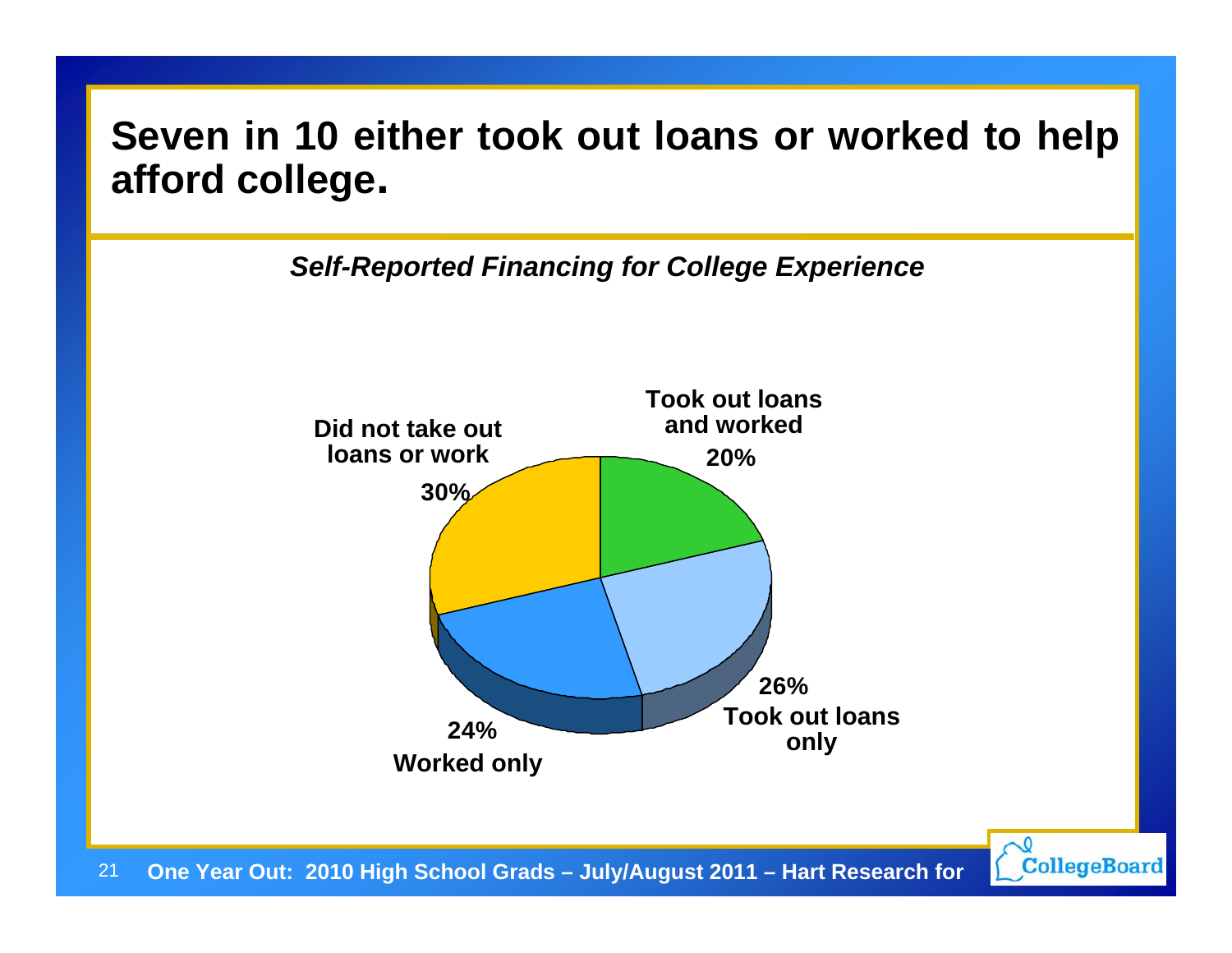# Seven in 10 either took out loans or worked to help afford college.

***Self-Reported Financing for College Experience***

**Took out loans and worked**
**20%**

**26%**
**Took out loans only**

**24%**
**Worked only**

**Did not take out loans or work**
**30%**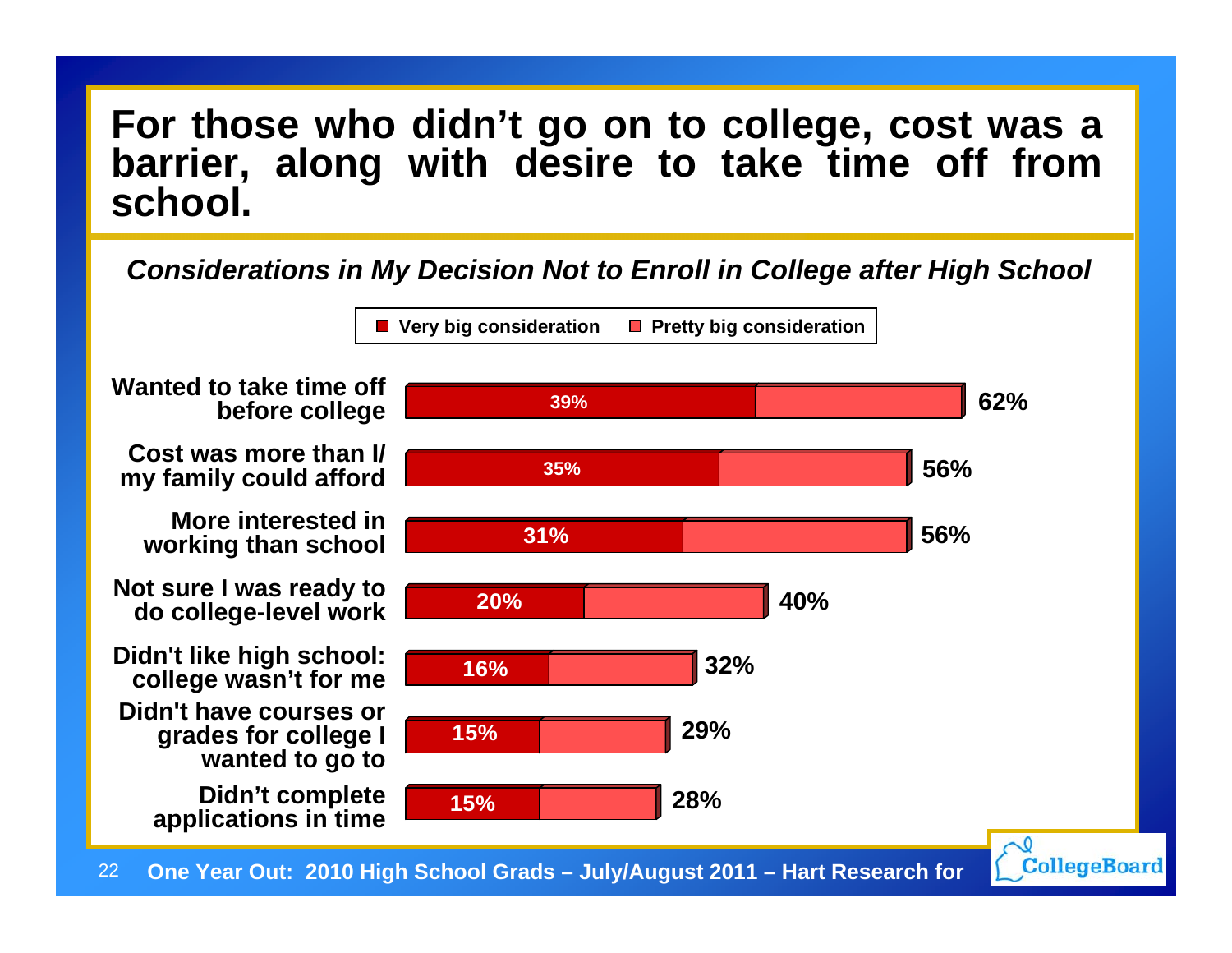# For those who didn't go on to college, cost was a barrier, along with desire to take time off from school.

*Considerations in My Decision Not to Enroll in College after High School*

| Consideration | Very big consideration | Total (Very big + Pretty big) |
|---|---|---|
| Wanted to take time off before college | 39% | 62% |
| Cost was more than I/my family could afford | 35% | 56% |
| More interested in working than school | 31% | 56% |
| Not sure I was ready to do college-level work | 20% | 40% |
| Didn't like high school: college wasn't for me | 16% | 32% |
| Didn't have courses or grades for college I wanted to go to | 15% | 29% |
| Didn't complete applications in time | 15% | 28% |

One Year Out: 2010 High School Grads – July/August 2011 – Hart Research for CollegeBoard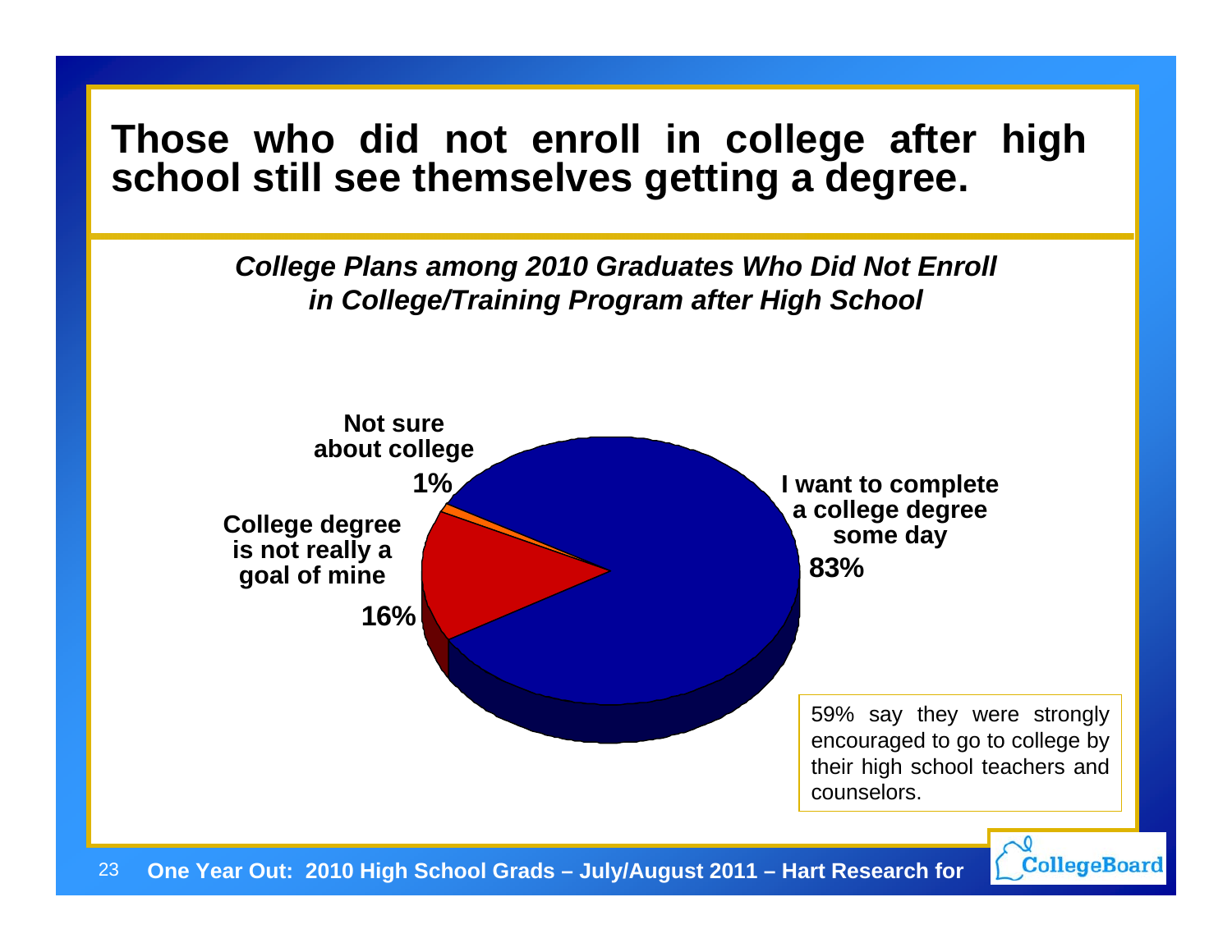# Those who did not enroll in college after high school still see themselves getting a degree.

***College Plans among 2010 Graduates Who Did Not Enroll in College/Training Program after High School***

| Response | Percent |
| --- | --- |
| I want to complete a college degree some day | 83% |
| College degree is not really a goal of mine | 16% |
| Not sure about college | 1% |

59% say they were strongly encouraged to go to college by their high school teachers and counselors.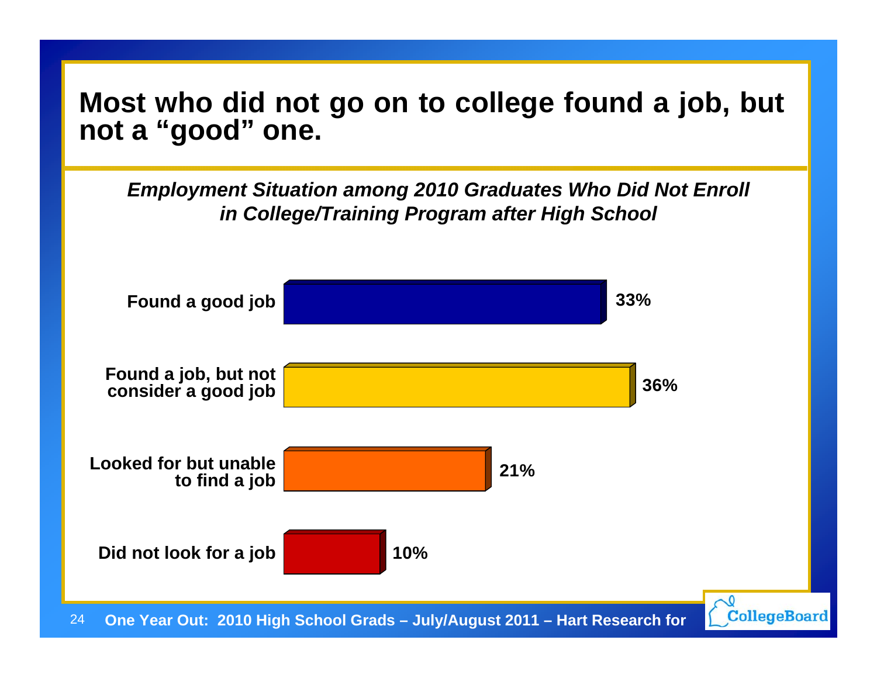# Most who did not go on to college found a job, but not a "good" one.

*Employment Situation among 2010 Graduates Who Did Not Enroll in College/Training Program after High School*

| Employment Situation | Percent |
| --- | --- |
| Found a good job | 33% |
| Found a job, but not consider a good job | 36% |
| Looked for but unable to find a job | 21% |
| Did not look for a job | 10% |

One Year Out: 2010 High School Grads – July/August 2011 – Hart Research for CollegeBoard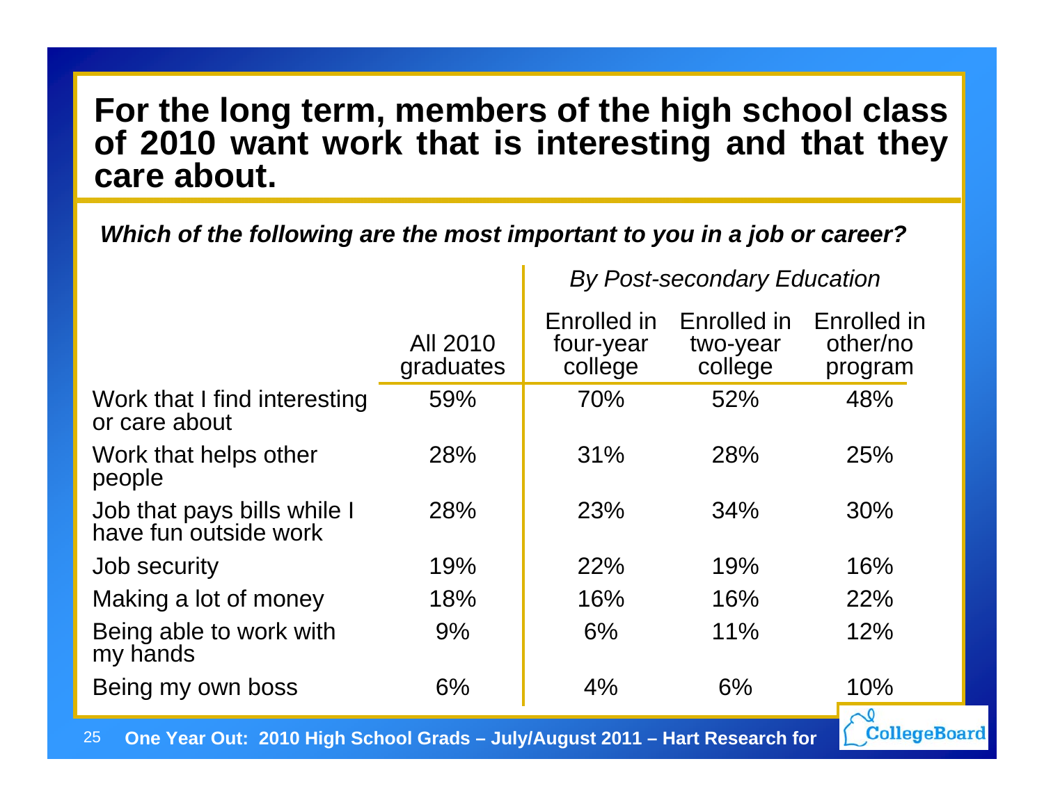# For the long term, members of the high school class of 2010 want work that is interesting and that they care about.

***Which of the following are the most important to you in a job or career?***

| | | *By Post-secondary Education* | | |
|---|---|---|---|---|
| | All 2010 graduates | Enrolled in four-year college | Enrolled in two-year college | Enrolled in other/no program |
| Work that I find interesting or care about | 59% | 70% | 52% | 48% |
| Work that helps other people | 28% | 31% | 28% | 25% |
| Job that pays bills while I have fun outside work | 28% | 23% | 34% | 30% |
| Job security | 19% | 22% | 19% | 16% |
| Making a lot of money | 18% | 16% | 16% | 22% |
| Being able to work with my hands | 9% | 6% | 11% | 12% |
| Being my own boss | 6% | 4% | 6% | 10% |

**One Year Out: 2010 High School Grads – July/August 2011 – Hart Research for** CollegeBoard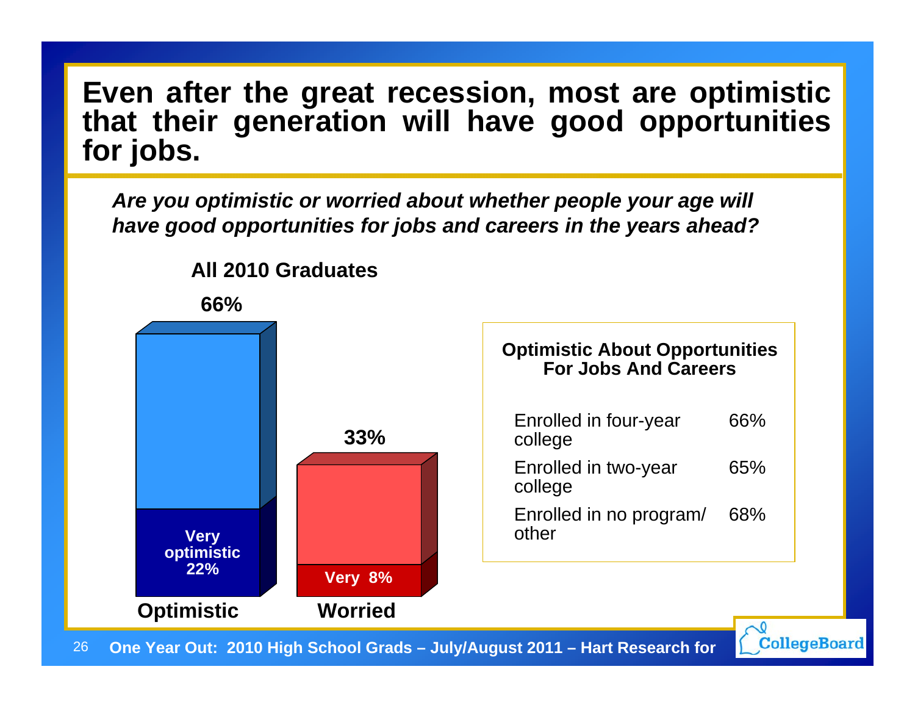# Even after the great recession, most are optimistic that their generation will have good opportunities for jobs.

***Are you optimistic or worried about whether people your age will have good opportunities for jobs and careers in the years ahead?***

**All 2010 Graduates**

| | Total | Very |
|---|---|---|
| Optimistic | 66% | Very optimistic 22% |
| Worried | 33% | Very 8% |

**Optimistic About Opportunities For Jobs And Careers**

| | |
|---|---|
| Enrolled in four-year college | 66% |
| Enrolled in two-year college | 65% |
| Enrolled in no program/ other | 68% |

**One Year Out: 2010 High School Grads – July/August 2011 – Hart Research for CollegeBoard**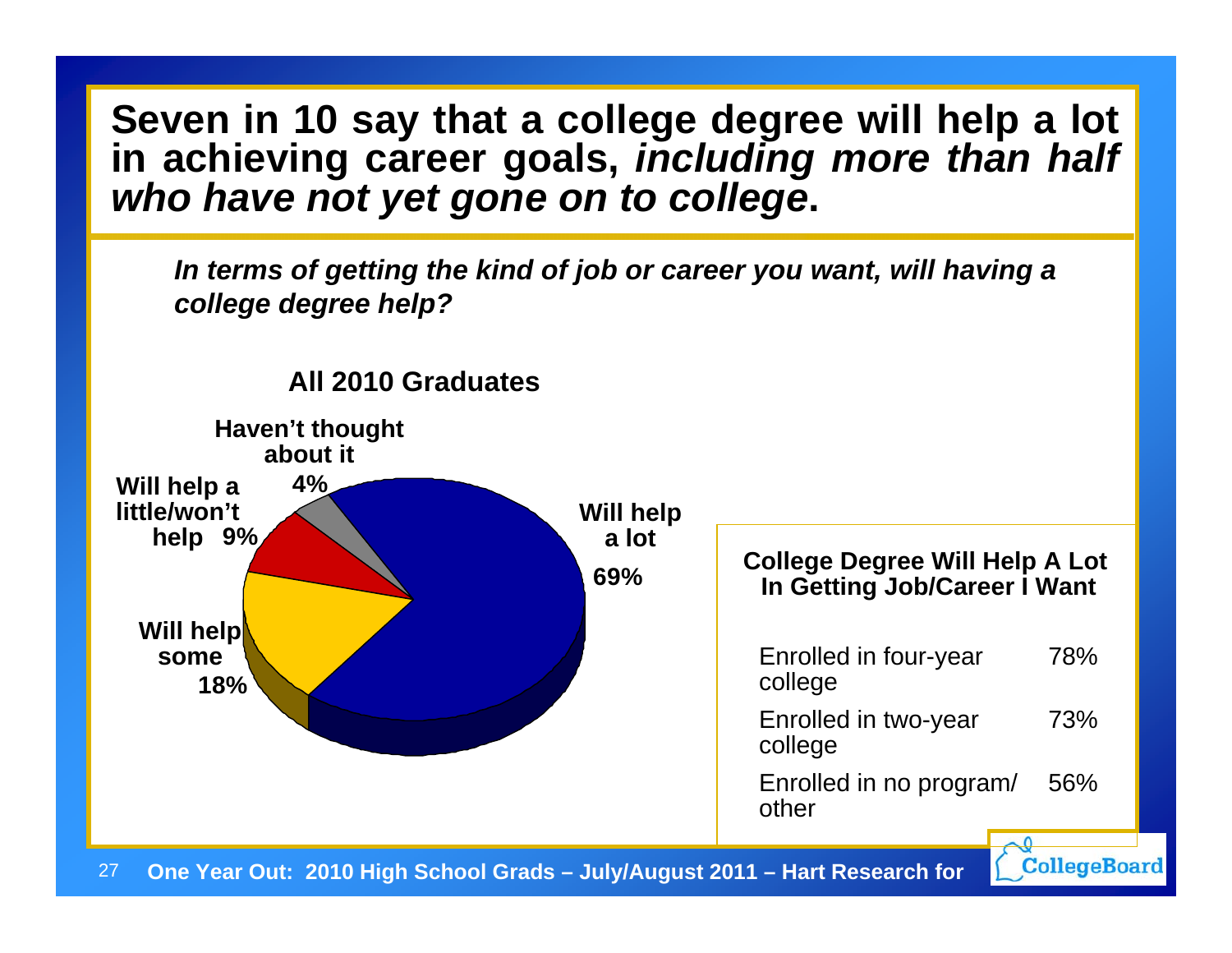# Seven in 10 say that a college degree will help a lot in achieving career goals, *including more than half who have not yet gone on to college*.

***In terms of getting the kind of job or career you want, will having a college degree help?***

**All 2010 Graduates**

Haven't thought about it 4%

Will help a little/won't help 9%

Will help a lot 69%

Will help some 18%

**College Degree Will Help A Lot In Getting Job/Career I Want**

| | |
|---|---|
| Enrolled in four-year college | 78% |
| Enrolled in two-year college | 73% |
| Enrolled in no program/ other | 56% |

**One Year Out: 2010 High School Grads – July/August 2011 – Hart Research for** CollegeBoard